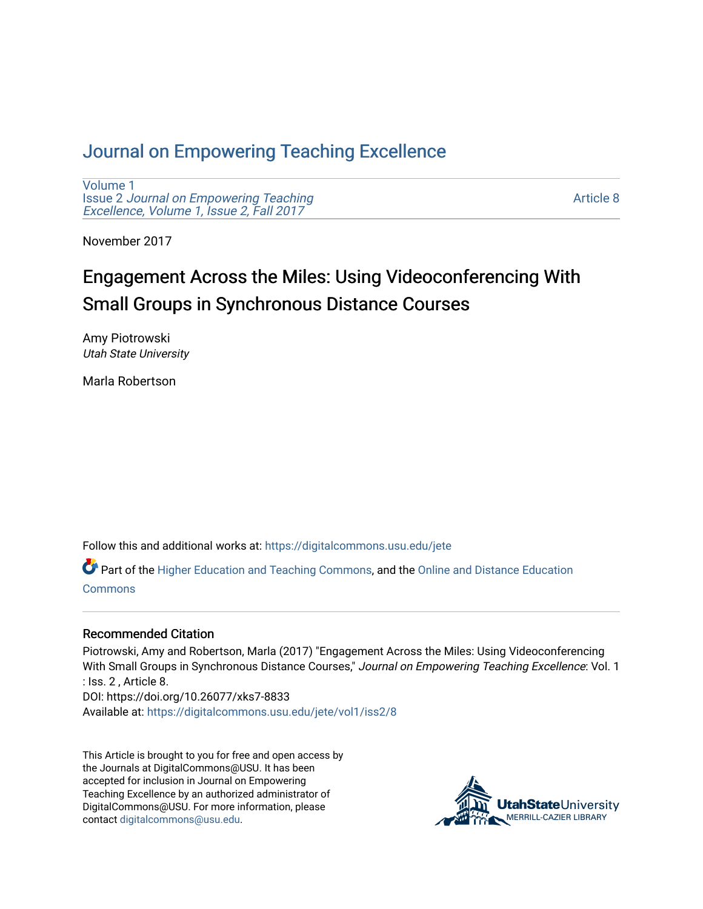# Journal on Empowering Teaching Excellence

Volume 1
Issue 2 *Journal on Empowering Teaching Excellence, Volume 1, Issue 2, Fall 2017*

Article 8

November 2017

## Engagement Across the Miles: Using Videoconferencing With Small Groups in Synchronous Distance Courses

Amy Piotrowski
*Utah State University*

Marla Robertson

Follow this and additional works at: https://digitalcommons.usu.edu/jete

Part of the Higher Education and Teaching Commons, and the Online and Distance Education Commons

### Recommended Citation

Piotrowski, Amy and Robertson, Marla (2017) "Engagement Across the Miles: Using Videoconferencing With Small Groups in Synchronous Distance Courses," *Journal on Empowering Teaching Excellence*: Vol. 1 : Iss. 2 , Article 8.
DOI: https://doi.org/10.26077/xks7-8833
Available at: https://digitalcommons.usu.edu/jete/vol1/iss2/8

This Article is brought to you for free and open access by the Journals at DigitalCommons@USU. It has been accepted for inclusion in Journal on Empowering Teaching Excellence by an authorized administrator of DigitalCommons@USU. For more information, please contact digitalcommons@usu.edu.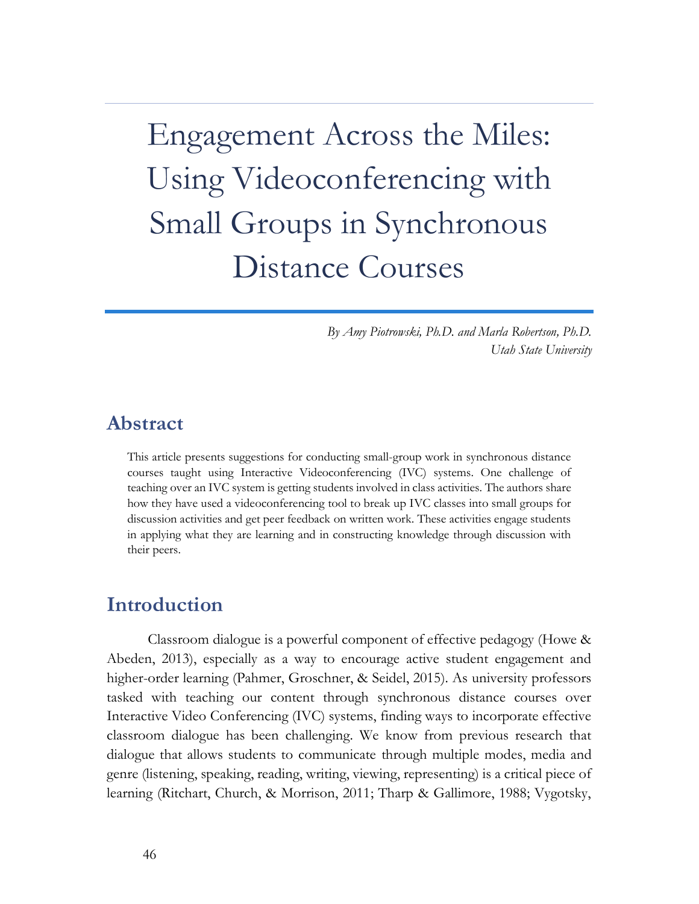# Engagement Across the Miles: Using Videoconferencing with Small Groups in Synchronous Distance Courses

*By Amy Piotrowski, Ph.D. and Marla Robertson, Ph.D.*
*Utah State University*

## Abstract

This article presents suggestions for conducting small-group work in synchronous distance courses taught using Interactive Videoconferencing (IVC) systems. One challenge of teaching over an IVC system is getting students involved in class activities. The authors share how they have used a videoconferencing tool to break up IVC classes into small groups for discussion activities and get peer feedback on written work. These activities engage students in applying what they are learning and in constructing knowledge through discussion with their peers.

## Introduction

Classroom dialogue is a powerful component of effective pedagogy (Howe & Abeden, 2013), especially as a way to encourage active student engagement and higher-order learning (Pahmer, Groschner, & Seidel, 2015). As university professors tasked with teaching our content through synchronous distance courses over Interactive Video Conferencing (IVC) systems, finding ways to incorporate effective classroom dialogue has been challenging. We know from previous research that dialogue that allows students to communicate through multiple modes, media and genre (listening, speaking, reading, writing, viewing, representing) is a critical piece of learning (Ritchart, Church, & Morrison, 2011; Tharp & Gallimore, 1988; Vygotsky,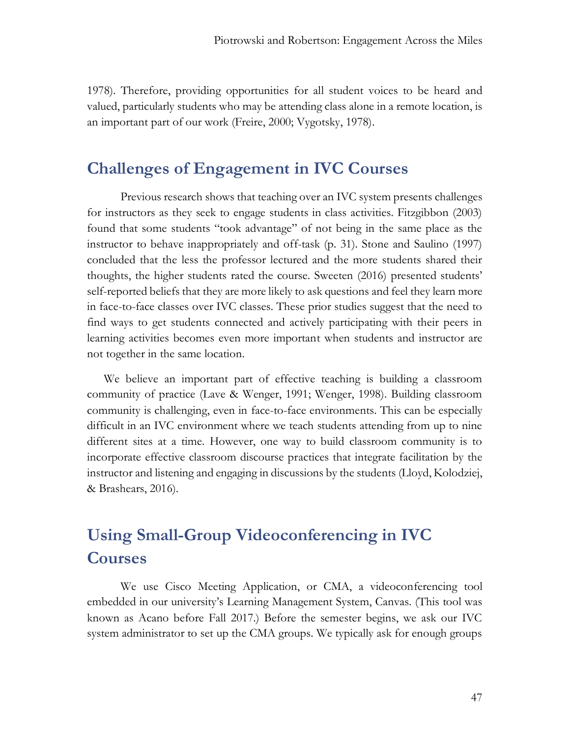1978). Therefore, providing opportunities for all student voices to be heard and valued, particularly students who may be attending class alone in a remote location, is an important part of our work (Freire, 2000; Vygotsky, 1978).

## Challenges of Engagement in IVC Courses

Previous research shows that teaching over an IVC system presents challenges for instructors as they seek to engage students in class activities. Fitzgibbon (2003) found that some students "took advantage" of not being in the same place as the instructor to behave inappropriately and off-task (p. 31). Stone and Saulino (1997) concluded that the less the professor lectured and the more students shared their thoughts, the higher students rated the course. Sweeten (2016) presented students' self-reported beliefs that they are more likely to ask questions and feel they learn more in face-to-face classes over IVC classes. These prior studies suggest that the need to find ways to get students connected and actively participating with their peers in learning activities becomes even more important when students and instructor are not together in the same location.

We believe an important part of effective teaching is building a classroom community of practice (Lave & Wenger, 1991; Wenger, 1998). Building classroom community is challenging, even in face-to-face environments. This can be especially difficult in an IVC environment where we teach students attending from up to nine different sites at a time. However, one way to build classroom community is to incorporate effective classroom discourse practices that integrate facilitation by the instructor and listening and engaging in discussions by the students (Lloyd, Kolodziej, & Brashears, 2016).

## Using Small-Group Videoconferencing in IVC Courses

We use Cisco Meeting Application, or CMA, a videoconferencing tool embedded in our university's Learning Management System, Canvas. (This tool was known as Acano before Fall 2017.) Before the semester begins, we ask our IVC system administrator to set up the CMA groups. We typically ask for enough groups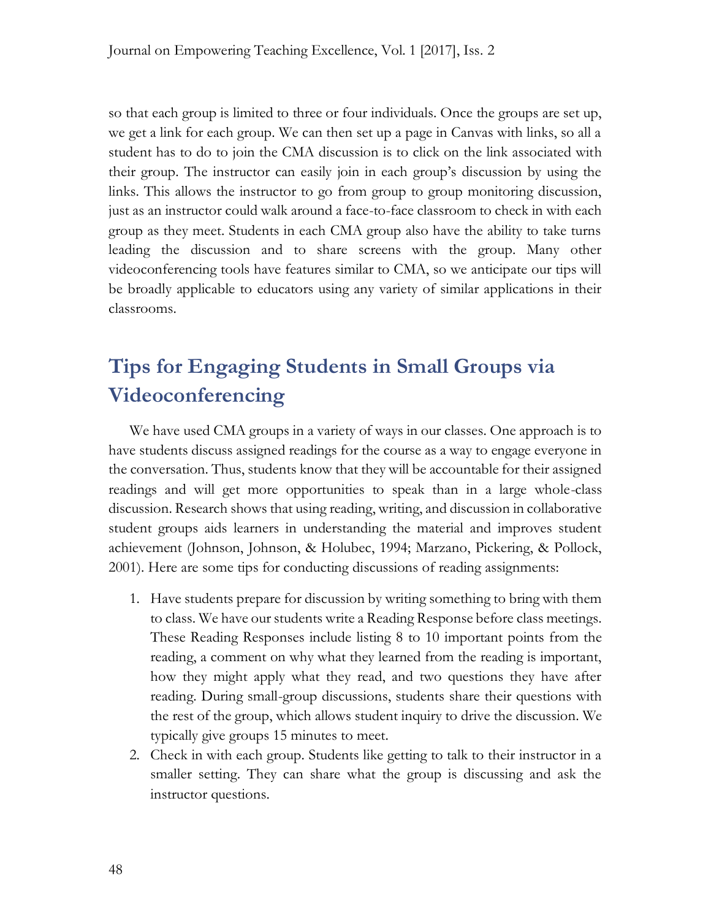so that each group is limited to three or four individuals. Once the groups are set up, we get a link for each group. We can then set up a page in Canvas with links, so all a student has to do to join the CMA discussion is to click on the link associated with their group. The instructor can easily join in each group's discussion by using the links. This allows the instructor to go from group to group monitoring discussion, just as an instructor could walk around a face-to-face classroom to check in with each group as they meet. Students in each CMA group also have the ability to take turns leading the discussion and to share screens with the group. Many other videoconferencing tools have features similar to CMA, so we anticipate our tips will be broadly applicable to educators using any variety of similar applications in their classrooms.

## Tips for Engaging Students in Small Groups via Videoconferencing

We have used CMA groups in a variety of ways in our classes. One approach is to have students discuss assigned readings for the course as a way to engage everyone in the conversation. Thus, students know that they will be accountable for their assigned readings and will get more opportunities to speak than in a large whole-class discussion. Research shows that using reading, writing, and discussion in collaborative student groups aids learners in understanding the material and improves student achievement (Johnson, Johnson, & Holubec, 1994; Marzano, Pickering, & Pollock, 2001). Here are some tips for conducting discussions of reading assignments:

1. Have students prepare for discussion by writing something to bring with them to class. We have our students write a Reading Response before class meetings. These Reading Responses include listing 8 to 10 important points from the reading, a comment on why what they learned from the reading is important, how they might apply what they read, and two questions they have after reading. During small-group discussions, students share their questions with the rest of the group, which allows student inquiry to drive the discussion. We typically give groups 15 minutes to meet.
2. Check in with each group. Students like getting to talk to their instructor in a smaller setting. They can share what the group is discussing and ask the instructor questions.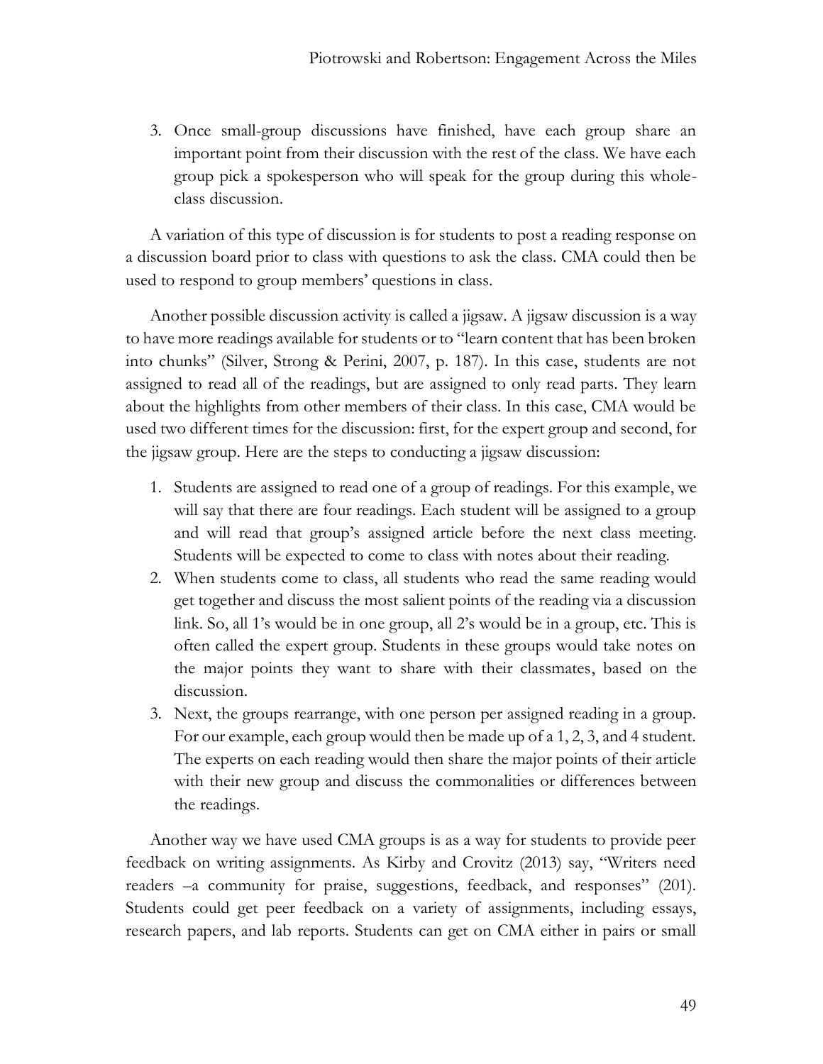3. Once small-group discussions have finished, have each group share an important point from their discussion with the rest of the class. We have each group pick a spokesperson who will speak for the group during this whole-class discussion.

A variation of this type of discussion is for students to post a reading response on a discussion board prior to class with questions to ask the class. CMA could then be used to respond to group members' questions in class.

Another possible discussion activity is called a jigsaw. A jigsaw discussion is a way to have more readings available for students or to "learn content that has been broken into chunks" (Silver, Strong & Perini, 2007, p. 187). In this case, students are not assigned to read all of the readings, but are assigned to only read parts. They learn about the highlights from other members of their class. In this case, CMA would be used two different times for the discussion: first, for the expert group and second, for the jigsaw group. Here are the steps to conducting a jigsaw discussion:

1. Students are assigned to read one of a group of readings. For this example, we will say that there are four readings. Each student will be assigned to a group and will read that group's assigned article before the next class meeting. Students will be expected to come to class with notes about their reading.
2. When students come to class, all students who read the same reading would get together and discuss the most salient points of the reading via a discussion link. So, all 1's would be in one group, all 2's would be in a group, etc. This is often called the expert group. Students in these groups would take notes on the major points they want to share with their classmates, based on the discussion.
3. Next, the groups rearrange, with one person per assigned reading in a group. For our example, each group would then be made up of a 1, 2, 3, and 4 student. The experts on each reading would then share the major points of their article with their new group and discuss the commonalities or differences between the readings.

Another way we have used CMA groups is as a way for students to provide peer feedback on writing assignments. As Kirby and Crovitz (2013) say, "Writers need readers –a community for praise, suggestions, feedback, and responses" (201). Students could get peer feedback on a variety of assignments, including essays, research papers, and lab reports. Students can get on CMA either in pairs or small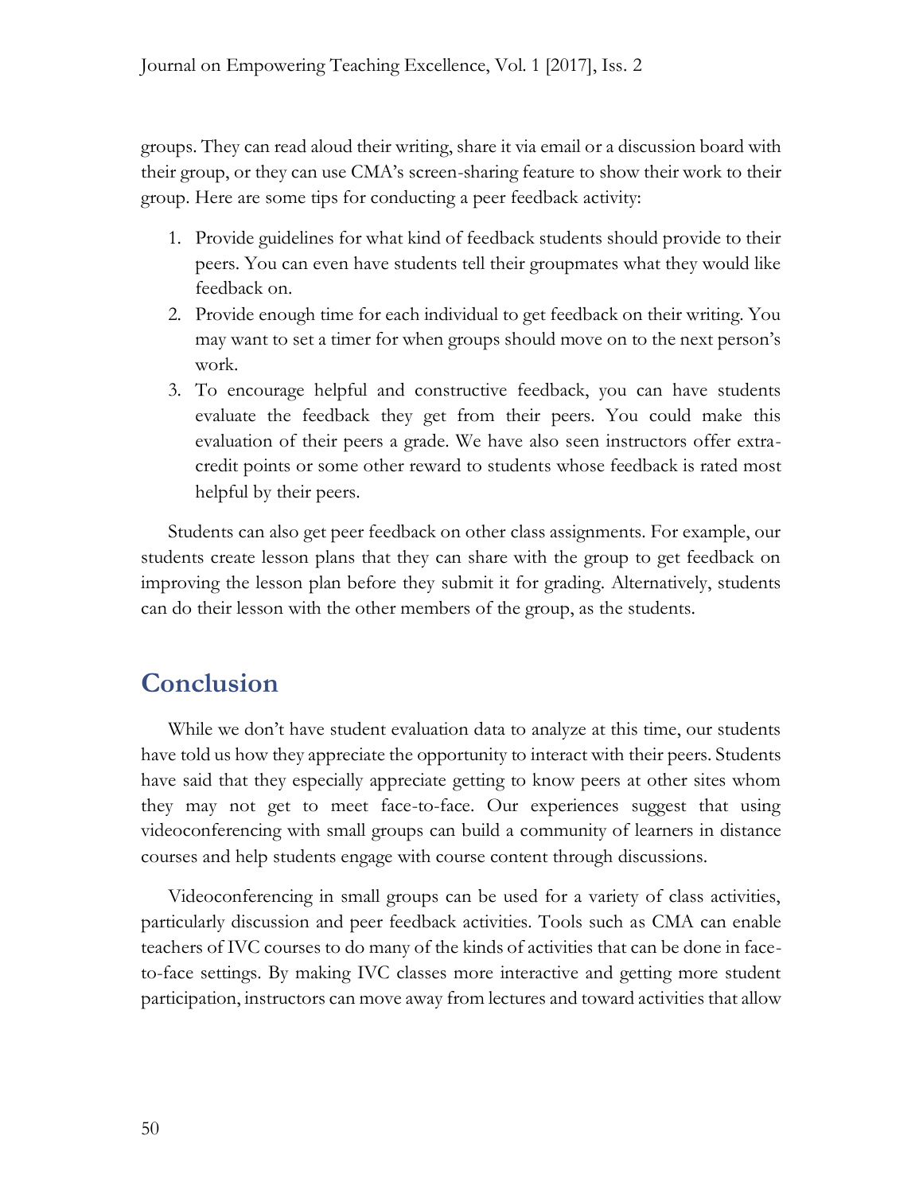groups. They can read aloud their writing, share it via email or a discussion board with their group, or they can use CMA's screen-sharing feature to show their work to their group. Here are some tips for conducting a peer feedback activity:

1. Provide guidelines for what kind of feedback students should provide to their peers. You can even have students tell their groupmates what they would like feedback on.
2. Provide enough time for each individual to get feedback on their writing. You may want to set a timer for when groups should move on to the next person's work.
3. To encourage helpful and constructive feedback, you can have students evaluate the feedback they get from their peers. You could make this evaluation of their peers a grade. We have also seen instructors offer extra-credit points or some other reward to students whose feedback is rated most helpful by their peers.

Students can also get peer feedback on other class assignments. For example, our students create lesson plans that they can share with the group to get feedback on improving the lesson plan before they submit it for grading. Alternatively, students can do their lesson with the other members of the group, as the students.

## Conclusion

While we don't have student evaluation data to analyze at this time, our students have told us how they appreciate the opportunity to interact with their peers. Students have said that they especially appreciate getting to know peers at other sites whom they may not get to meet face-to-face. Our experiences suggest that using videoconferencing with small groups can build a community of learners in distance courses and help students engage with course content through discussions.

Videoconferencing in small groups can be used for a variety of class activities, particularly discussion and peer feedback activities. Tools such as CMA can enable teachers of IVC courses to do many of the kinds of activities that can be done in face-to-face settings. By making IVC classes more interactive and getting more student participation, instructors can move away from lectures and toward activities that allow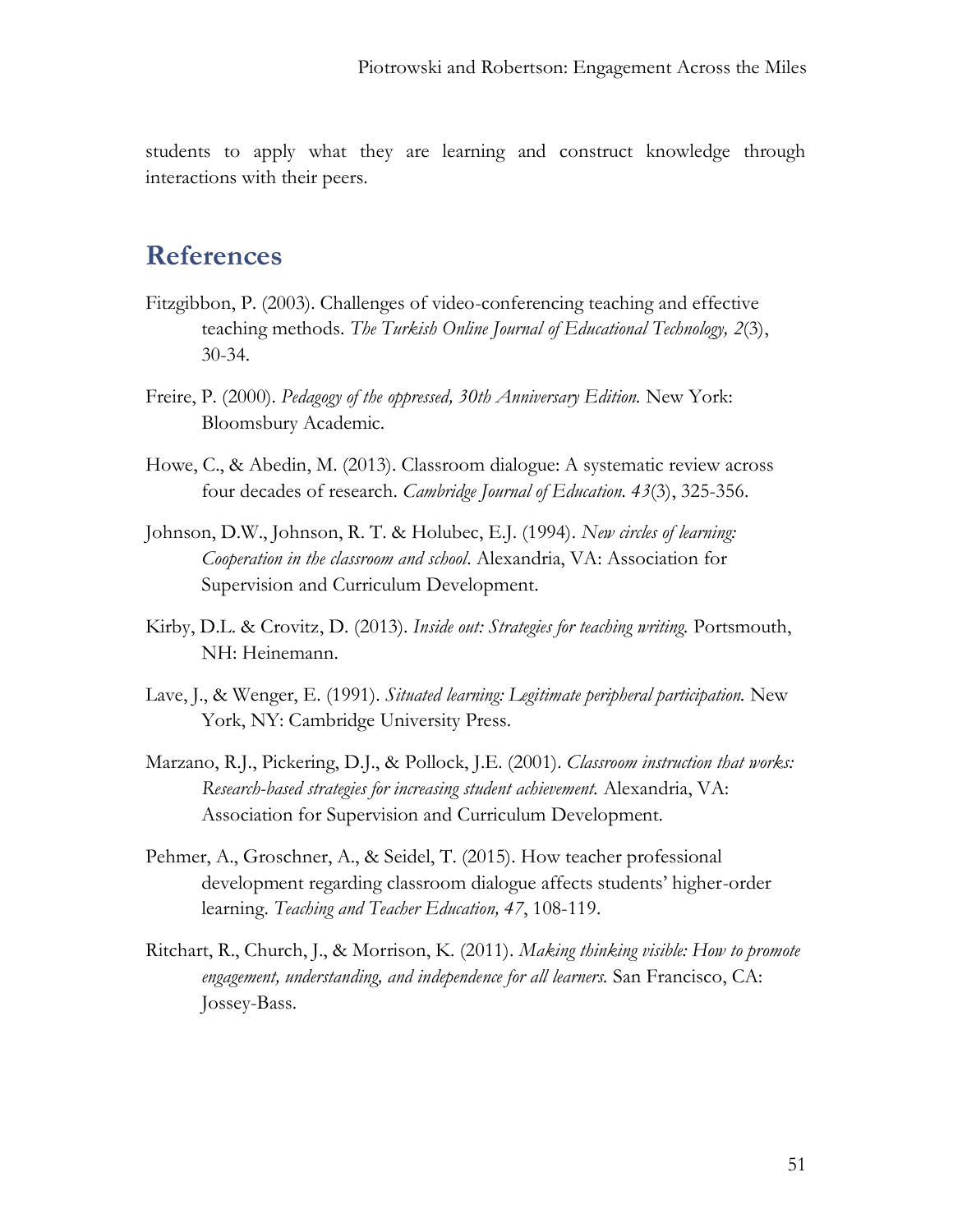students to apply what they are learning and construct knowledge through interactions with their peers.

## References

Fitzgibbon, P. (2003). Challenges of video-conferencing teaching and effective teaching methods. *The Turkish Online Journal of Educational Technology, 2*(3), 30-34.

Freire, P. (2000). *Pedagogy of the oppressed, 30th Anniversary Edition.* New York: Bloomsbury Academic.

Howe, C., & Abedin, M. (2013). Classroom dialogue: A systematic review across four decades of research. *Cambridge Journal of Education. 43*(3), 325-356.

Johnson, D.W., Johnson, R. T. & Holubec, E.J. (1994). *New circles of learning: Cooperation in the classroom and school*. Alexandria, VA: Association for Supervision and Curriculum Development.

Kirby, D.L. & Crovitz, D. (2013). *Inside out: Strategies for teaching writing.* Portsmouth, NH: Heinemann.

Lave, J., & Wenger, E. (1991). *Situated learning: Legitimate peripheral participation.* New York, NY: Cambridge University Press.

Marzano, R.J., Pickering, D.J., & Pollock, J.E. (2001). *Classroom instruction that works: Research-based strategies for increasing student achievement.* Alexandria, VA: Association for Supervision and Curriculum Development.

Pehmer, A., Groschner, A., & Seidel, T. (2015). How teacher professional development regarding classroom dialogue affects students' higher-order learning. *Teaching and Teacher Education, 47*, 108-119.

Ritchart, R., Church, J., & Morrison, K. (2011). *Making thinking visible: How to promote engagement, understanding, and independence for all learners.* San Francisco, CA: Jossey-Bass.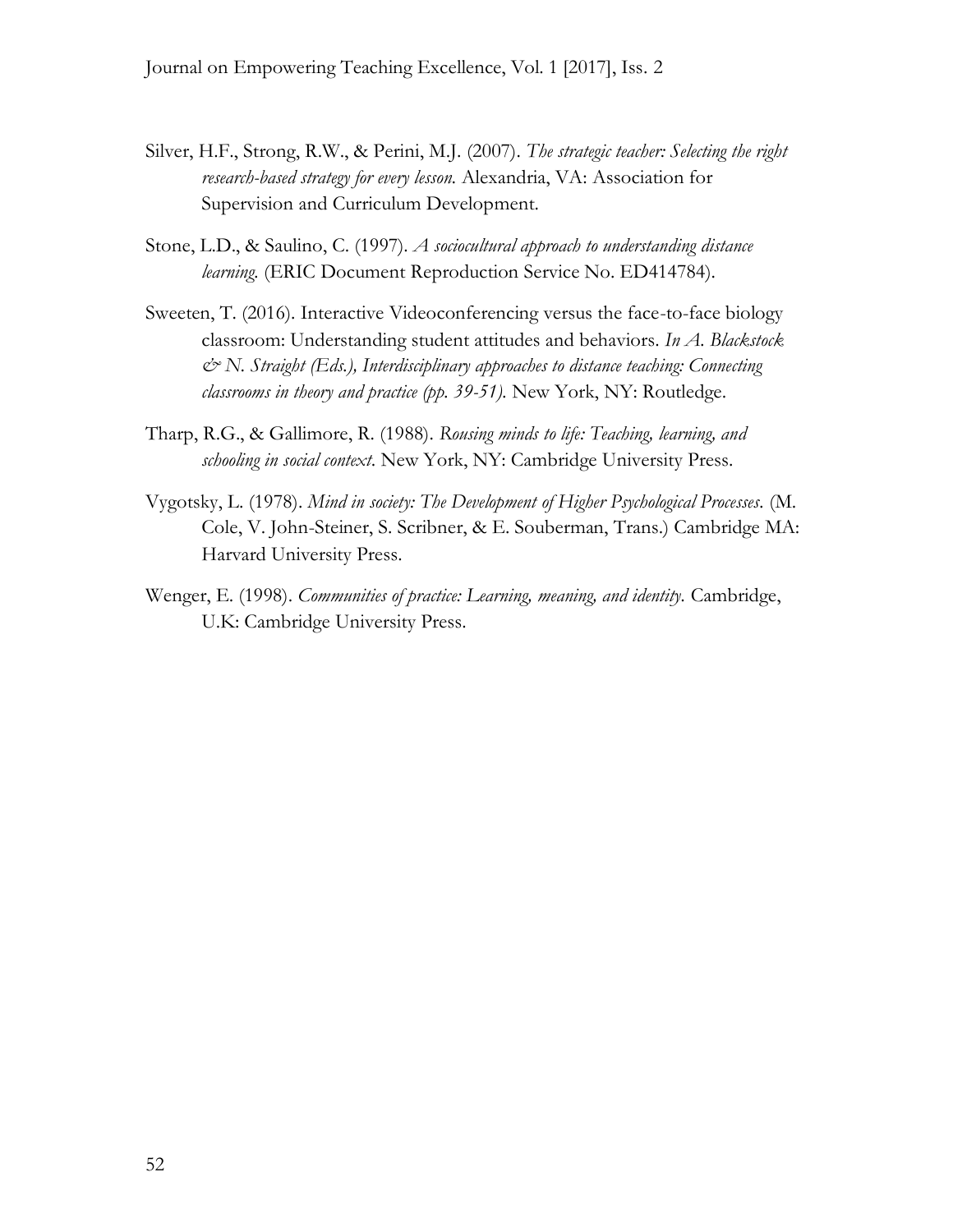Silver, H.F., Strong, R.W., & Perini, M.J. (2007). *The strategic teacher: Selecting the right research-based strategy for every lesson.* Alexandria, VA: Association for Supervision and Curriculum Development.

Stone, L.D., & Saulino, C. (1997). *A sociocultural approach to understanding distance learning.* (ERIC Document Reproduction Service No. ED414784).

Sweeten, T. (2016). Interactive Videoconferencing versus the face-to-face biology classroom: Understanding student attitudes and behaviors. *In A. Blackstock & N. Straight (Eds.), Interdisciplinary approaches to distance teaching: Connecting classrooms in theory and practice (pp. 39-51).* New York, NY: Routledge.

Tharp, R.G., & Gallimore, R. (1988). *Rousing minds to life: Teaching, learning, and schooling in social context.* New York, NY: Cambridge University Press.

Vygotsky, L. (1978). *Mind in society: The Development of Higher Psychological Processes.* (M. Cole, V. John-Steiner, S. Scribner, & E. Souberman, Trans.) Cambridge MA: Harvard University Press.

Wenger, E. (1998). *Communities of practice: Learning, meaning, and identity.* Cambridge, U.K: Cambridge University Press.